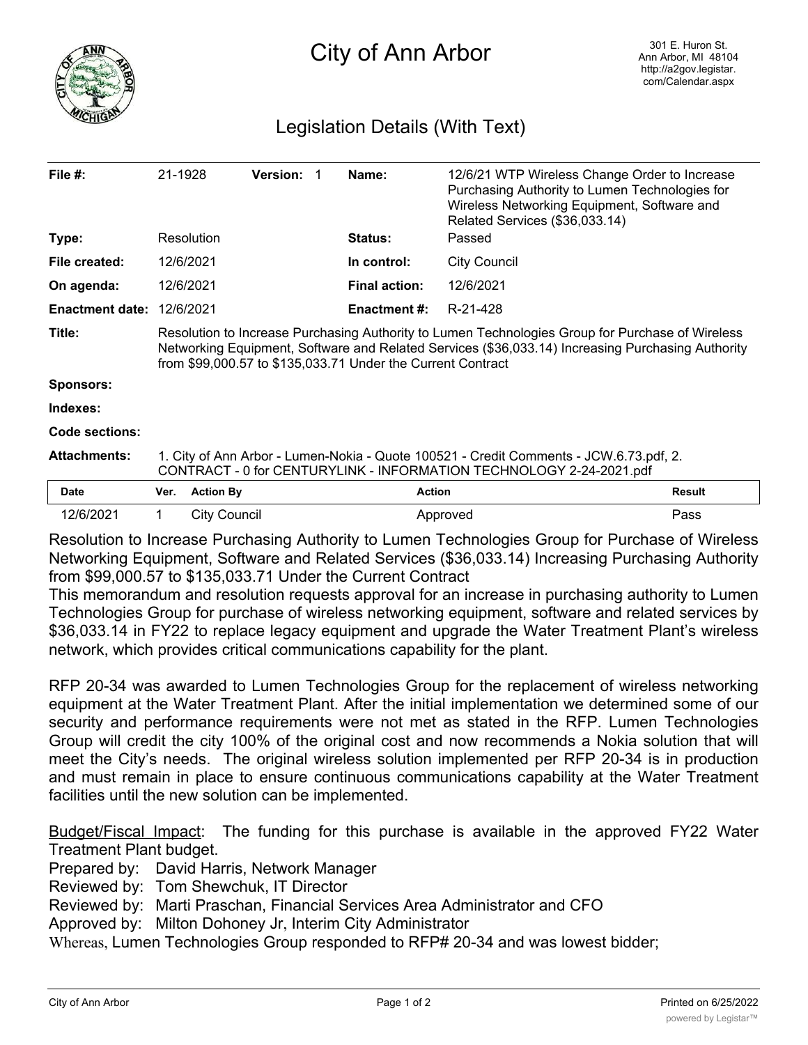# City of Ann Arbor

301 E. Huron St.
Ann Arbor, MI 48104
http://a2gov.legistar.com/Calendar.aspx

## Legislation Details (With Text)

| | | | |
|---|---|---|---|
| **File #:** | 21-1928 **Version:** 1 | **Name:** | 12/6/21 WTP Wireless Change Order to Increase Purchasing Authority to Lumen Technologies for Wireless Networking Equipment, Software and Related Services ($36,033.14) |
| **Type:** | Resolution | **Status:** | Passed |
| **File created:** | 12/6/2021 | **In control:** | City Council |
| **On agenda:** | 12/6/2021 | **Final action:** | 12/6/2021 |
| **Enactment date:** | 12/6/2021 | **Enactment #:** | R-21-428 |

**Title:** Resolution to Increase Purchasing Authority to Lumen Technologies Group for Purchase of Wireless Networking Equipment, Software and Related Services ($36,033.14) Increasing Purchasing Authority from $99,000.57 to $135,033.71 Under the Current Contract

**Sponsors:**

**Indexes:**

**Code sections:**

**Attachments:** 1. City of Ann Arbor - Lumen-Nokia - Quote 100521 - Credit Comments - JCW.6.73.pdf, 2. CONTRACT - 0 for CENTURYLINK - INFORMATION TECHNOLOGY 2-24-2021.pdf

| Date | Ver. | Action By | Action | Result |
|---|---|---|---|---|
| 12/6/2021 | 1 | City Council | Approved | Pass |

Resolution to Increase Purchasing Authority to Lumen Technologies Group for Purchase of Wireless Networking Equipment, Software and Related Services ($36,033.14) Increasing Purchasing Authority from $99,000.57 to $135,033.71 Under the Current Contract

This memorandum and resolution requests approval for an increase in purchasing authority to Lumen Technologies Group for purchase of wireless networking equipment, software and related services by $36,033.14 in FY22 to replace legacy equipment and upgrade the Water Treatment Plant's wireless network, which provides critical communications capability for the plant.

RFP 20-34 was awarded to Lumen Technologies Group for the replacement of wireless networking equipment at the Water Treatment Plant. After the initial implementation we determined some of our security and performance requirements were not met as stated in the RFP. Lumen Technologies Group will credit the city 100% of the original cost and now recommends a Nokia solution that will meet the City's needs. The original wireless solution implemented per RFP 20-34 is in production and must remain in place to ensure continuous communications capability at the Water Treatment facilities until the new solution can be implemented.

<u>Budget/Fiscal Impact</u>: The funding for this purchase is available in the approved FY22 Water Treatment Plant budget.

Prepared by: David Harris, Network Manager
Reviewed by: Tom Shewchuk, IT Director
Reviewed by: Marti Praschan, Financial Services Area Administrator and CFO
Approved by: Milton Dohoney Jr, Interim City Administrator

Whereas, Lumen Technologies Group responded to RFP# 20-34 and was lowest bidder;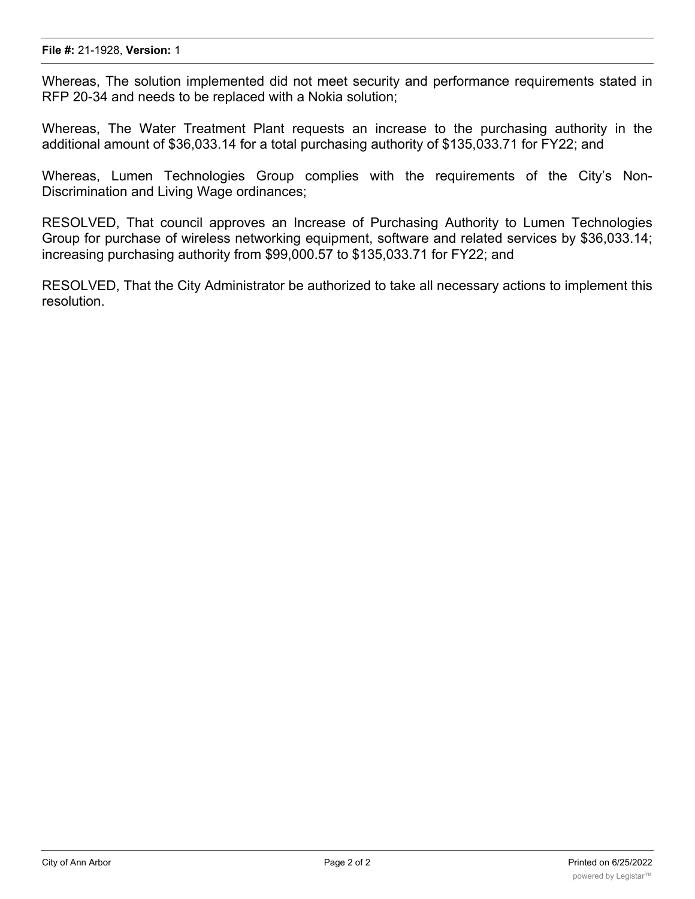Whereas, The solution implemented did not meet security and performance requirements stated in RFP 20-34 and needs to be replaced with a Nokia solution;

Whereas, The Water Treatment Plant requests an increase to the purchasing authority in the additional amount of $36,033.14 for a total purchasing authority of $135,033.71 for FY22; and

Whereas, Lumen Technologies Group complies with the requirements of the City's Non-Discrimination and Living Wage ordinances;

RESOLVED, That council approves an Increase of Purchasing Authority to Lumen Technologies Group for purchase of wireless networking equipment, software and related services by $36,033.14; increasing purchasing authority from $99,000.57 to $135,033.71 for FY22; and

RESOLVED, That the City Administrator be authorized to take all necessary actions to implement this resolution.